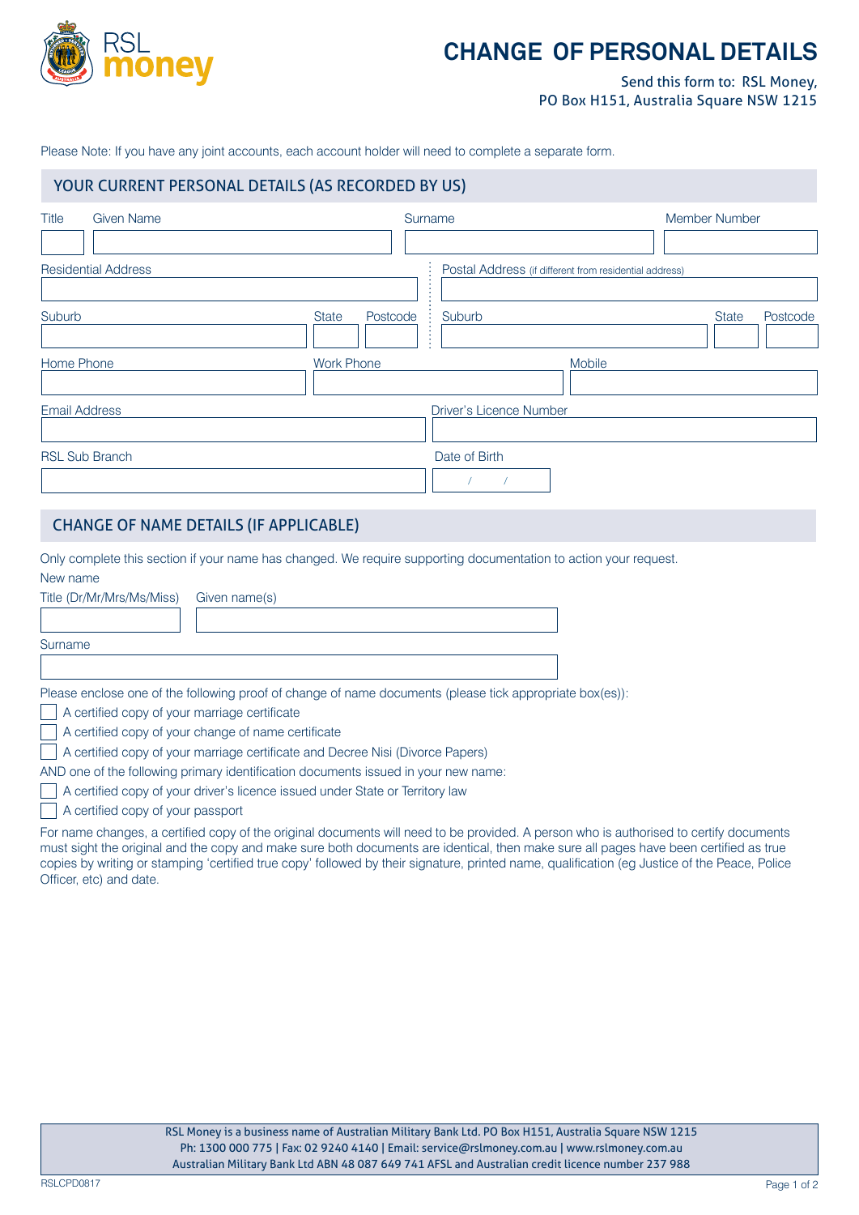RSL money

# CHANGE OF PERSONAL DETAILS

Send this form to: RSL Money, PO Box H151, Australia Square NSW 1215

Please Note: If you have any joint accounts, each account holder will need to complete a separate form.

## YOUR CURRENT PERSONAL DETAILS (AS RECORDED BY US)

Title
Given Name
Surname
Member Number

Residential Address

Postal Address (if different from residential address)

Suburb
State
Postcode

Suburb
State
Postcode

Home Phone
Work Phone
Mobile

Email Address
Driver's Licence Number

RSL Sub Branch
Date of Birth / /

## CHANGE OF NAME DETAILS (IF APPLICABLE)

Only complete this section if your name has changed. We require supporting documentation to action your request.

New name

Title (Dr/Mr/Mrs/Ms/Miss)
Given name(s)

Surname

Please enclose one of the following proof of change of name documents (please tick appropriate box(es)):

- ☐ A certified copy of your marriage certificate
- ☐ A certified copy of your change of name certificate
- ☐ A certified copy of your marriage certificate and Decree Nisi (Divorce Papers)

AND one of the following primary identification documents issued in your new name:

- ☐ A certified copy of your driver's licence issued under State or Territory law
- ☐ A certified copy of your passport

For name changes, a certified copy of the original documents will need to be provided. A person who is authorised to certify documents must sight the original and the copy and make sure both documents are identical, then make sure all pages have been certified as true copies by writing or stamping 'certified true copy' followed by their signature, printed name, qualification (eg Justice of the Peace, Police Officer, etc) and date.

RSL Money is a business name of Australian Military Bank Ltd. PO Box H151, Australia Square NSW 1215
Ph: 1300 000 775 | Fax: 02 9240 4140 | Email: service@rslmoney.com.au | www.rslmoney.com.au
Australian Military Bank Ltd ABN 48 087 649 741 AFSL and Australian credit licence number 237 988

RSLCPD0817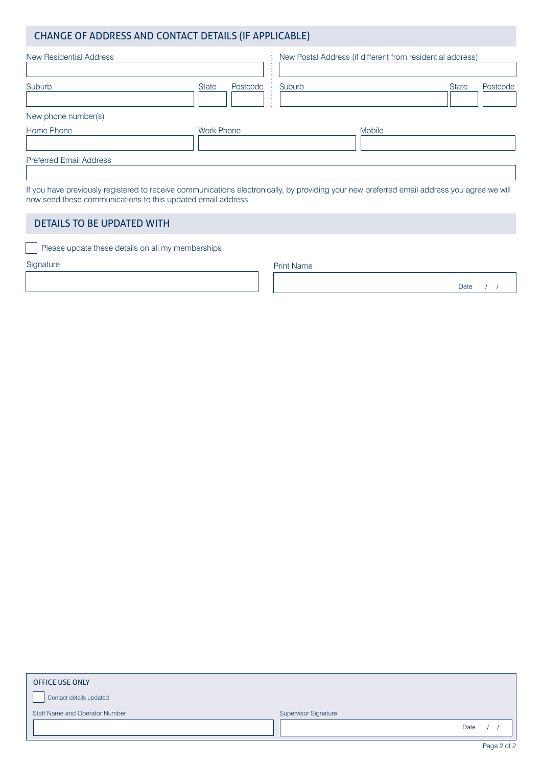## CHANGE OF ADDRESS AND CONTACT DETAILS (IF APPLICABLE)

New Residential Address

Suburb | State | Postcode

New Postal Address (if different from residential address)

Suburb | State | Postcode

New phone number(s)

Home Phone | Work Phone | Mobile

Preferred Email Address

If you have previously registered to receive communications electronically, by providing your new preferred email address you agree we will now send these communications to this updated email address.

## DETAILS TO BE UPDATED WITH

☐ Please update these details on all my memberships

Signature

Print Name

Date / /

**OFFICE USE ONLY**

☐ Contact details updated

Staff Name and Operator Number

Supervisor Signature

Date / /